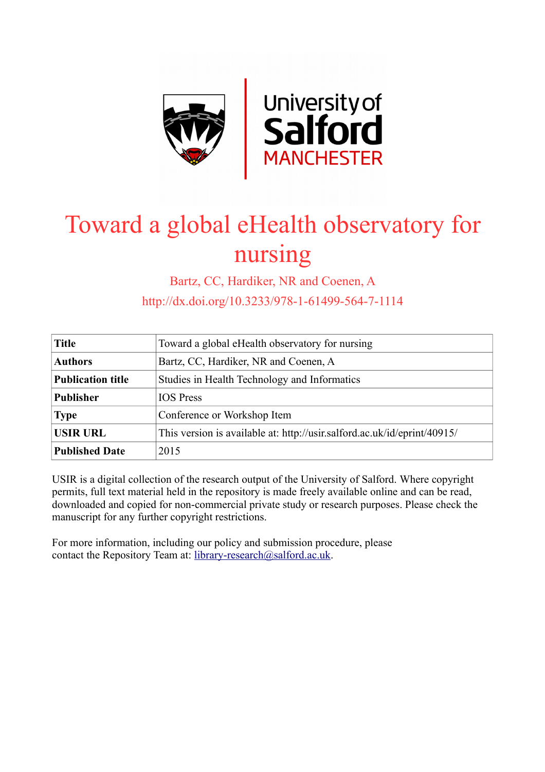# Toward a global eHealth observatory for nursing

Bartz, CC, Hardiker, NR and Coenen, A

http://dx.doi.org/10.3233/978-1-61499-564-7-1114

| | |
|---|---|
| **Title** | Toward a global eHealth observatory for nursing |
| **Authors** | Bartz, CC, Hardiker, NR and Coenen, A |
| **Publication title** | Studies in Health Technology and Informatics |
| **Publisher** | IOS Press |
| **Type** | Conference or Workshop Item |
| **USIR URL** | This version is available at: http://usir.salford.ac.uk/id/eprint/40915/ |
| **Published Date** | 2015 |

USIR is a digital collection of the research output of the University of Salford. Where copyright permits, full text material held in the repository is made freely available online and can be read, downloaded and copied for non-commercial private study or research purposes. Please check the manuscript for any further copyright restrictions.

For more information, including our policy and submission procedure, please contact the Repository Team at: library-research@salford.ac.uk.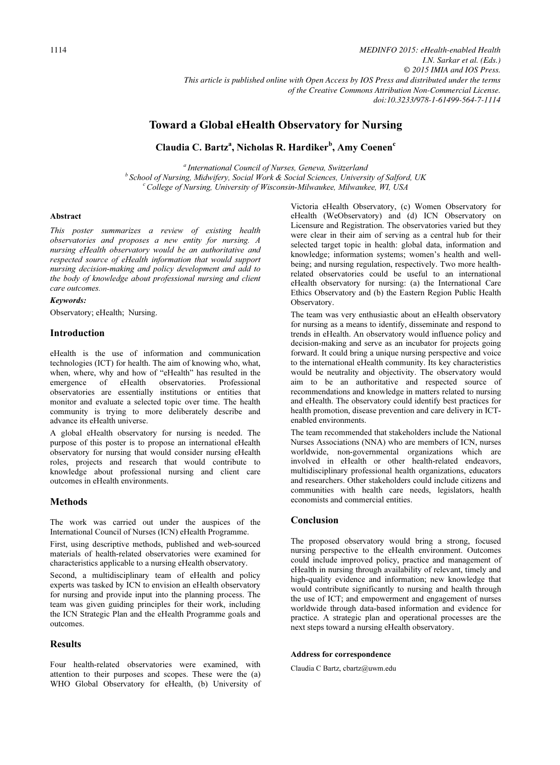# Toward a Global eHealth Observatory for Nursing

**Claudia C. Bartz[a], Nicholas R. Hardiker[b], Amy Coenen[c]**

*[a] International Council of Nurses, Geneva, Switzerland*
*[b] School of Nursing, Midwifery, Social Work & Social Sciences, University of Salford, UK*
*[c] College of Nursing, University of Wisconsin-Milwaukee, Milwaukee, WI, USA*

MEDINFO 2015: eHealth-enabled Health
I.N. Sarkar et al. (Eds.)
© 2015 IMIA and IOS Press.
This article is published online with Open Access by IOS Press and distributed under the terms of the Creative Commons Attribution Non-Commercial License.
doi:10.3233/978-1-61499-564-7-1114

### Abstract

*This poster summarizes a review of existing health observatories and proposes a new entity for nursing. A nursing eHealth observatory would be an authoritative and respected source of eHealth information that would support nursing decision-making and policy development and add to the body of knowledge about professional nursing and client care outcomes.*

***Keywords:***

Observatory; eHealth; Nursing.

## Introduction

eHealth is the use of information and communication technologies (ICT) for health. The aim of knowing who, what, when, where, why and how of "eHealth" has resulted in the emergence of eHealth observatories. Professional observatories are essentially institutions or entities that monitor and evaluate a selected topic over time. The health community is trying to more deliberately describe and advance its eHealth universe.

A global eHealth observatory for nursing is needed. The purpose of this poster is to propose an international eHealth observatory for nursing that would consider nursing eHealth roles, projects and research that would contribute to knowledge about professional nursing and client care outcomes in eHealth environments.

## Methods

The work was carried out under the auspices of the International Council of Nurses (ICN) eHealth Programme.

First, using descriptive methods, published and web-sourced materials of health-related observatories were examined for characteristics applicable to a nursing eHealth observatory.

Second, a multidisciplinary team of eHealth and policy experts was tasked by ICN to envision an eHealth observatory for nursing and provide input into the planning process. The team was given guiding principles for their work, including the ICN Strategic Plan and the eHealth Programme goals and outcomes.

## Results

Four health-related observatories were examined, with attention to their purposes and scopes. These were the (a) WHO Global Observatory for eHealth, (b) University of Victoria eHealth Observatory, (c) Women Observatory for eHealth (WeObservatory) and (d) ICN Observatory on Licensure and Registration. The observatories varied but they were clear in their aim of serving as a central hub for their selected target topic in health: global data, information and knowledge; information systems; women's health and well-being; and nursing regulation, respectively. Two more health-related observatories could be useful to an international eHealth observatory for nursing: (a) the International Care Ethics Observatory and (b) the Eastern Region Public Health Observatory.

The team was very enthusiastic about an eHealth observatory for nursing as a means to identify, disseminate and respond to trends in eHealth. An observatory would influence policy and decision-making and serve as an incubator for projects going forward. It could bring a unique nursing perspective and voice to the international eHealth community. Its key characteristics would be neutrality and objectivity. The observatory would aim to be an authoritative and respected source of recommendations and knowledge in matters related to nursing and eHealth. The observatory could identify best practices for health promotion, disease prevention and care delivery in ICT-enabled environments.

The team recommended that stakeholders include the National Nurses Associations (NNA) who are members of ICN, nurses worldwide, non-governmental organizations which are involved in eHealth or other health-related endeavors, multidisciplinary professional health organizations, educators and researchers. Other stakeholders could include citizens and communities with health care needs, legislators, health economists and commercial entities.

## Conclusion

The proposed observatory would bring a strong, focused nursing perspective to the eHealth environment. Outcomes could include improved policy, practice and management of eHealth in nursing through availability of relevant, timely and high-quality evidence and information; new knowledge that would contribute significantly to nursing and health through the use of ICT; and empowerment and engagement of nurses worldwide through data-based information and evidence for practice. A strategic plan and operational processes are the next steps toward a nursing eHealth observatory.

#### Address for correspondence

Claudia C Bartz, cbartz@uwm.edu